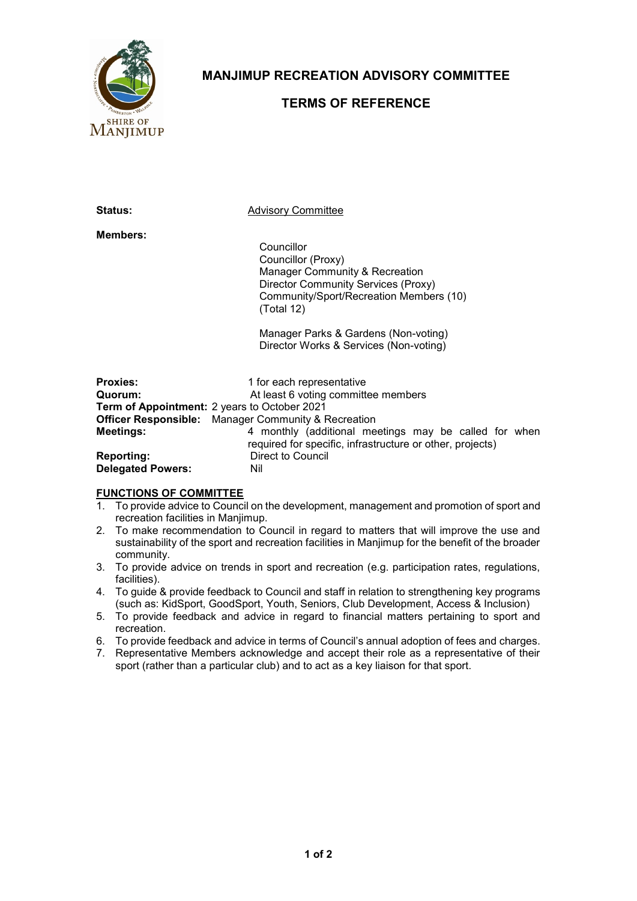# MANJIMUP RECREATION ADVISORY COMMITTEE

## TERMS OF REFERENCE

**Status:** Advisory Committee

**Members:**

Councillor
Councillor (Proxy)
Manager Community & Recreation
Director Community Services (Proxy)
Community/Sport/Recreation Members (10)
(Total 12)

Manager Parks & Gardens (Non-voting)
Director Works & Services (Non-voting)

**Proxies:** 1 for each representative
**Quorum:** At least 6 voting committee members
**Term of Appointment:** 2 years to October 2021
**Officer Responsible:** Manager Community & Recreation
**Meetings:** 4 monthly (additional meetings may be called for when required for specific, infrastructure or other, projects)
**Reporting:** Direct to Council
**Delegated Powers:** Nil

**FUNCTIONS OF COMMITTEE**

1. To provide advice to Council on the development, management and promotion of sport and recreation facilities in Manjimup.
2. To make recommendation to Council in regard to matters that will improve the use and sustainability of the sport and recreation facilities in Manjimup for the benefit of the broader community.
3. To provide advice on trends in sport and recreation (e.g. participation rates, regulations, facilities).
4. To guide & provide feedback to Council and staff in relation to strengthening key programs (such as: KidSport, GoodSport, Youth, Seniors, Club Development, Access & Inclusion)
5. To provide feedback and advice in regard to financial matters pertaining to sport and recreation.
6. To provide feedback and advice in terms of Council's annual adoption of fees and charges.
7. Representative Members acknowledge and accept their role as a representative of their sport (rather than a particular club) and to act as a key liaison for that sport.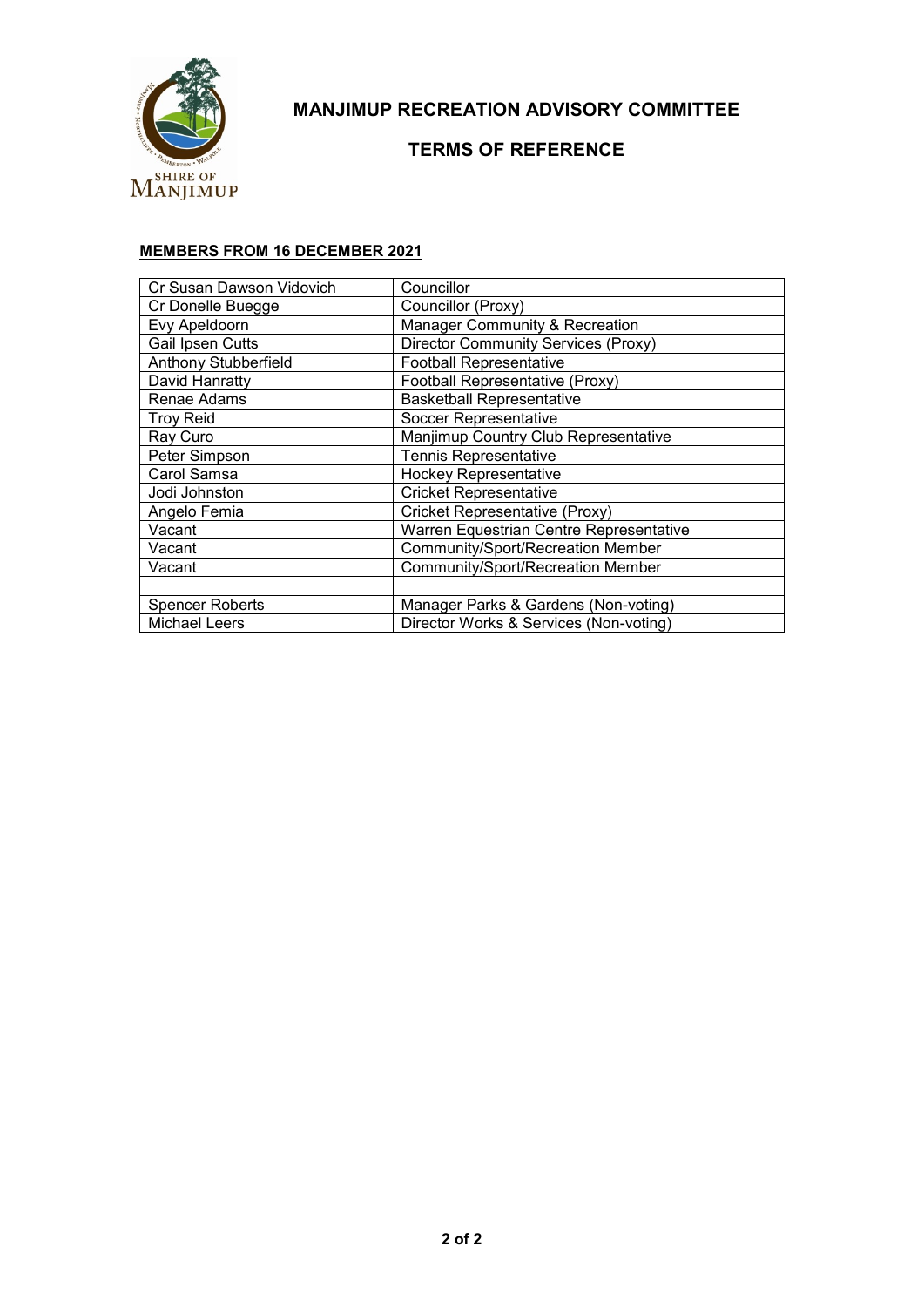# MANJIMUP RECREATION ADVISORY COMMITTEE

## TERMS OF REFERENCE

**MEMBERS FROM 16 DECEMBER 2021**

| | |
|---|---|
| Cr Susan Dawson Vidovich | Councillor |
| Cr Donelle Buegge | Councillor (Proxy) |
| Evy Apeldoorn | Manager Community & Recreation |
| Gail Ipsen Cutts | Director Community Services (Proxy) |
| Anthony Stubberfield | Football Representative |
| David Hanratty | Football Representative (Proxy) |
| Renae Adams | Basketball Representative |
| Troy Reid | Soccer Representative |
| Ray Curo | Manjimup Country Club Representative |
| Peter Simpson | Tennis Representative |
| Carol Samsa | Hockey Representative |
| Jodi Johnston | Cricket Representative |
| Angelo Femia | Cricket Representative (Proxy) |
| Vacant | Warren Equestrian Centre Representative |
| Vacant | Community/Sport/Recreation Member |
| Vacant | Community/Sport/Recreation Member |
| | |
| Spencer Roberts | Manager Parks & Gardens (Non-voting) |
| Michael Leers | Director Works & Services (Non-voting) |